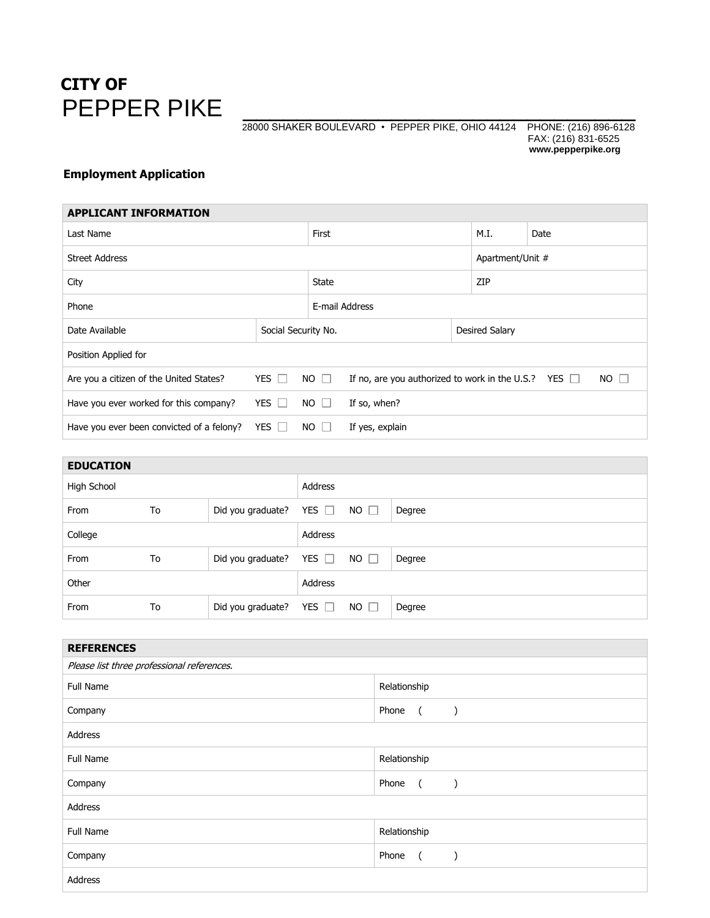**CITY OF**
# PEPPER PIKE

28000 SHAKER BOULEVARD • PEPPER PIKE, OHIO 44124 PHONE: (216) 896-6128
FAX: (216) 831-6525
**www.pepperpike.org**

## Employment Application

| **APPLICANT INFORMATION** | | | | |
|---|---|---|---|---|
| Last Name | | First | M.I. | Date |
| Street Address | | | Apartment/Unit # | |
| City | | State | ZIP | |
| Phone | | E-mail Address | | |
| Date Available | Social Security No. | | Desired Salary | |
| Position Applied for | | | | |
| Are you a citizen of the United States? YES ☐ NO ☐ | | If no, are you authorized to work in the U.S.? YES ☐ NO ☐ | | |
| Have you ever worked for this company? YES ☐ NO ☐ | | If so, when? | | |
| Have you ever been convicted of a felony? YES ☐ NO ☐ | | If yes, explain | | |

| **EDUCATION** | | | | |
|---|---|---|---|---|
| High School | | | Address | |
| From | To | Did you graduate? | YES ☐ NO ☐ | Degree |
| College | | | Address | |
| From | To | Did you graduate? | YES ☐ NO ☐ | Degree |
| Other | | | Address | |
| From | To | Did you graduate? | YES ☐ NO ☐ | Degree |

| **REFERENCES** | |
|---|---|
| *Please list three professional references.* | |
| Full Name | Relationship |
| Company | Phone ( ) |
| Address | |
| Full Name | Relationship |
| Company | Phone ( ) |
| Address | |
| Full Name | Relationship |
| Company | Phone ( ) |
| Address | |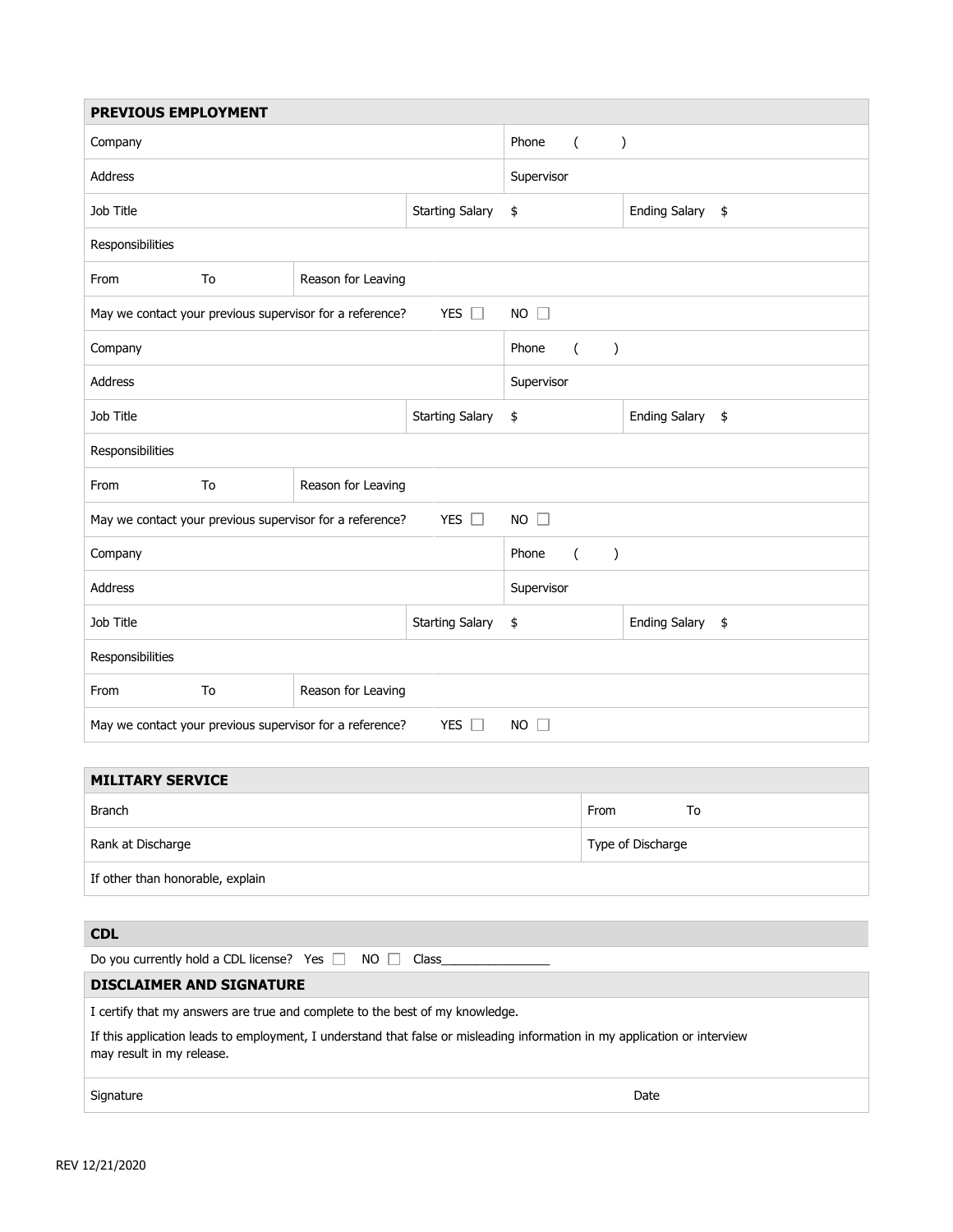## PREVIOUS EMPLOYMENT

| | | | | |
|---|---|---|---|---|
| Company | | | Phone ( ) | |
| Address | | | Supervisor | |
| Job Title | | Starting Salary | $ | Ending Salary $ |
| Responsibilities | | | | |
| From To | Reason for Leaving | | | |
| May we contact your previous supervisor for a reference? | | YES ☐ | NO ☐ | |
| Company | | | Phone ( ) | |
| Address | | | Supervisor | |
| Job Title | | Starting Salary | $ | Ending Salary $ |
| Responsibilities | | | | |
| From To | Reason for Leaving | | | |
| May we contact your previous supervisor for a reference? | | YES ☐ | NO ☐ | |
| Company | | | Phone ( ) | |
| Address | | | Supervisor | |
| Job Title | | Starting Salary | $ | Ending Salary $ |
| Responsibilities | | | | |
| From To | Reason for Leaving | | | |
| May we contact your previous supervisor for a reference? | | YES ☐ | NO ☐ | |

## MILITARY SERVICE

| | |
|---|---|
| Branch | From To |
| Rank at Discharge | Type of Discharge |
| If other than honorable, explain | |

## CDL

Do you currently hold a CDL license? Yes ☐ NO ☐ Class_______________

## DISCLAIMER AND SIGNATURE

I certify that my answers are true and complete to the best of my knowledge.

If this application leads to employment, I understand that false or misleading information in my application or interview may result in my release.

| | |
|---|---|
| Signature | Date |

REV 12/21/2020